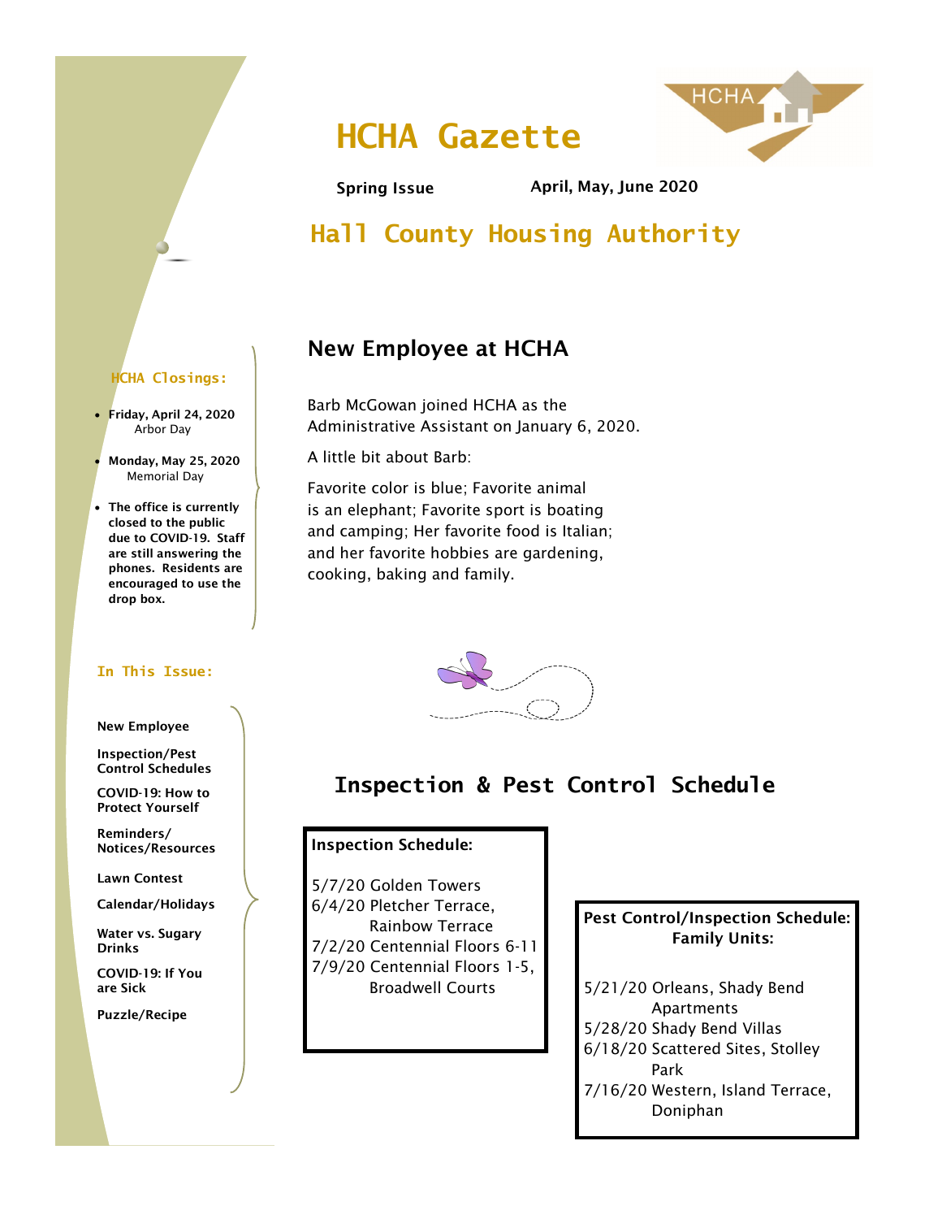# HCHA Gazette

**Spring Issue** **April, May, June 2020**

## Hall County Housing Authority

**HCHA Closings:**

- **Friday, April 24, 2020**
  Arbor Day
- **Monday, May 25, 2020**
  Memorial Day
- **The office is currently closed to the public due to COVID-19. Staff are still answering the phones. Residents are encouraged to use the drop box.**

**In This Issue:**

**New Employee**

**Inspection/Pest Control Schedules**

**COVID-19: How to Protect Yourself**

**Reminders/ Notices/Resources**

**Lawn Contest**

**Calendar/Holidays**

**Water vs. Sugary Drinks**

**COVID-19: If You are Sick**

**Puzzle/Recipe**

## New Employee at HCHA

Barb McGowan joined HCHA as the Administrative Assistant on January 6, 2020.

A little bit about Barb:

Favorite color is blue; Favorite animal is an elephant; Favorite sport is boating and camping; Her favorite food is Italian; and her favorite hobbies are gardening, cooking, baking and family.

## Inspection & Pest Control Schedule

**Inspection Schedule:**

5/7/20 Golden Towers
6/4/20 Pletcher Terrace, Rainbow Terrace
7/2/20 Centennial Floors 6-11
7/9/20 Centennial Floors 1-5, Broadwell Courts

**Pest Control/Inspection Schedule: Family Units:**

5/21/20 Orleans, Shady Bend Apartments
5/28/20 Shady Bend Villas
6/18/20 Scattered Sites, Stolley Park
7/16/20 Western, Island Terrace, Doniphan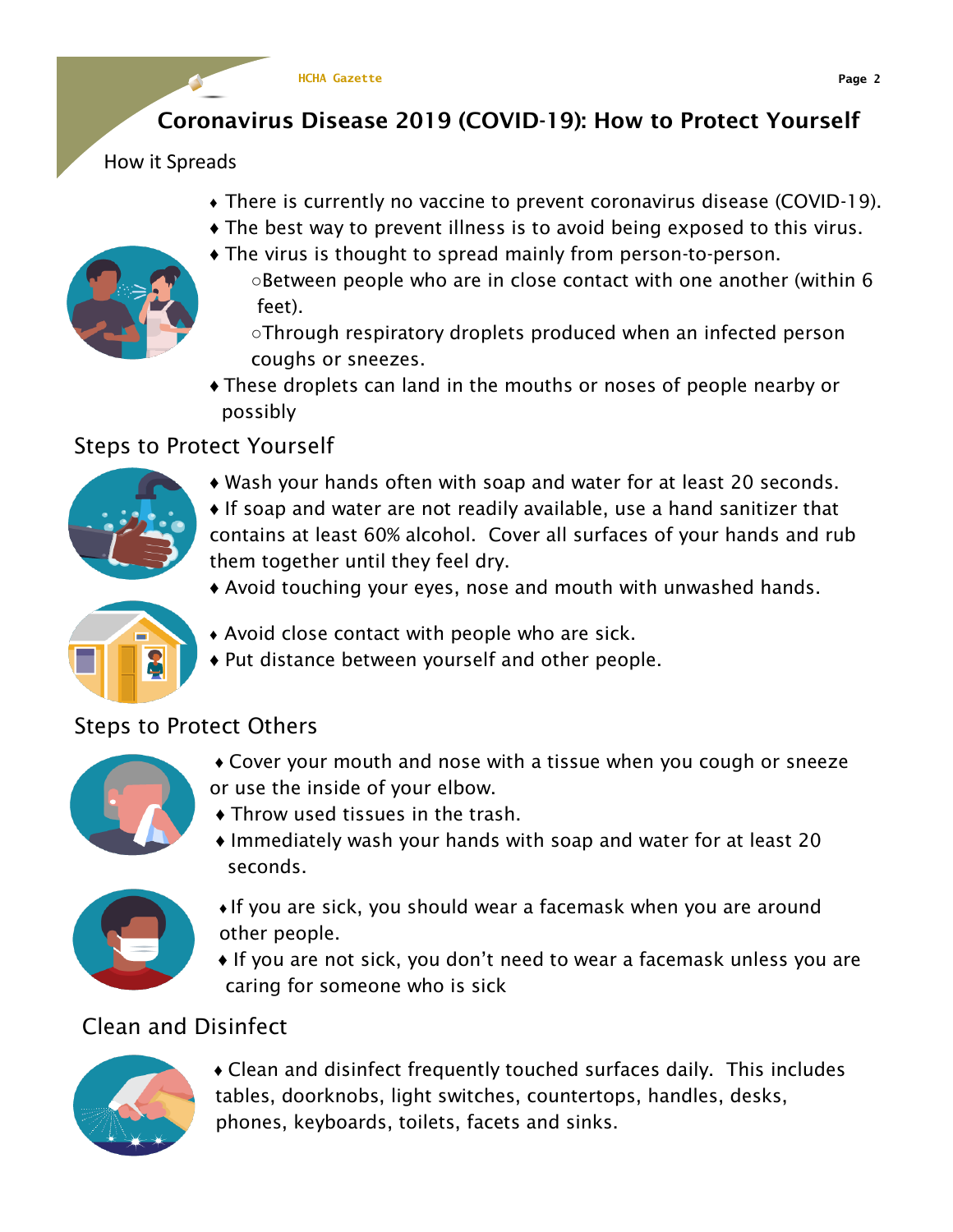# Coronavirus Disease 2019 (COVID-19): How to Protect Yourself

## How it Spreads

- There is currently no vaccine to prevent coronavirus disease (COVID-19).
- The best way to prevent illness is to avoid being exposed to this virus.
- The virus is thought to spread mainly from person-to-person.
  - Between people who are in close contact with one another (within 6 feet).
  - Through respiratory droplets produced when an infected person coughs or sneezes.
- These droplets can land in the mouths or noses of people nearby or possibly

## Steps to Protect Yourself

- Wash your hands often with soap and water for at least 20 seconds.
- If soap and water are not readily available, use a hand sanitizer that contains at least 60% alcohol. Cover all surfaces of your hands and rub them together until they feel dry.
- Avoid touching your eyes, nose and mouth with unwashed hands.
- Avoid close contact with people who are sick.
- Put distance between yourself and other people.

## Steps to Protect Others

- Cover your mouth and nose with a tissue when you cough or sneeze or use the inside of your elbow.
- Throw used tissues in the trash.
- Immediately wash your hands with soap and water for at least 20 seconds.
- If you are sick, you should wear a facemask when you are around other people.
- If you are not sick, you don't need to wear a facemask unless you are caring for someone who is sick

## Clean and Disinfect

- Clean and disinfect frequently touched surfaces daily. This includes tables, doorknobs, light switches, countertops, handles, desks, phones, keyboards, toilets, facets and sinks.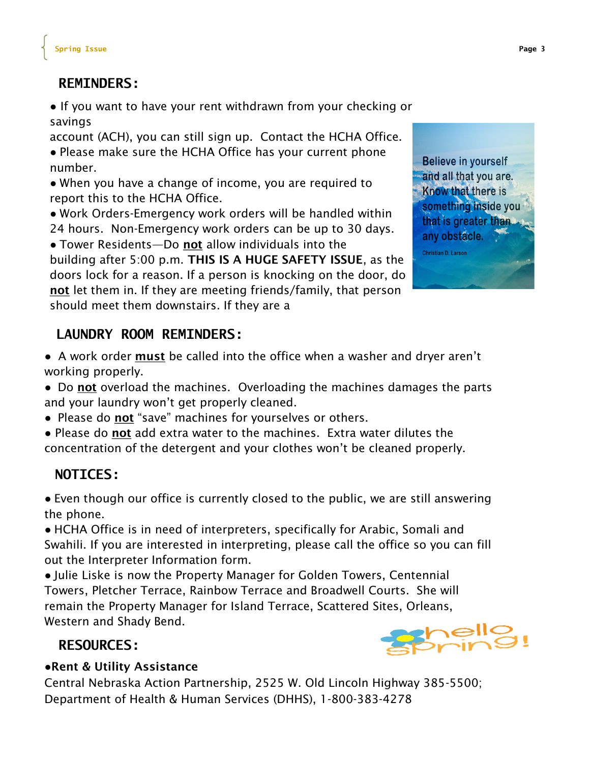## REMINDERS:

- If you want to have your rent withdrawn from your checking or savings account (ACH), you can still sign up. Contact the HCHA Office.
- Please make sure the HCHA Office has your current phone number.
- When you have a change of income, you are required to report this to the HCHA Office.
- Work Orders-Emergency work orders will be handled within 24 hours. Non-Emergency work orders can be up to 30 days.
- Tower Residents—Do **not** allow individuals into the building after 5:00 p.m. **THIS IS A HUGE SAFETY ISSUE**, as the doors lock for a reason. If a person is knocking on the door, do **not** let them in. If they are meeting friends/family, that person should meet them downstairs. If they are a

Believe in yourself and all that you are. Know that there is something inside you that is greater than any obstacle.

Christian D. Larson

## LAUNDRY ROOM REMINDERS:

- A work order **must** be called into the office when a washer and dryer aren't working properly.
- Do **not** overload the machines. Overloading the machines damages the parts and your laundry won't get properly cleaned.
- Please do **not** "save" machines for yourselves or others.
- Please do **not** add extra water to the machines. Extra water dilutes the concentration of the detergent and your clothes won't be cleaned properly.

## NOTICES:

- Even though our office is currently closed to the public, we are still answering the phone.
- HCHA Office is in need of interpreters, specifically for Arabic, Somali and Swahili. If you are interested in interpreting, please call the office so you can fill out the Interpreter Information form.
- Julie Liske is now the Property Manager for Golden Towers, Centennial Towers, Pletcher Terrace, Rainbow Terrace and Broadwell Courts. She will remain the Property Manager for Island Terrace, Scattered Sites, Orleans, Western and Shady Bend.

hello spring!

## RESOURCES:

**•Rent & Utility Assistance**

Central Nebraska Action Partnership, 2525 W. Old Lincoln Highway 385-5500;
Department of Health & Human Services (DHHS), 1-800-383-4278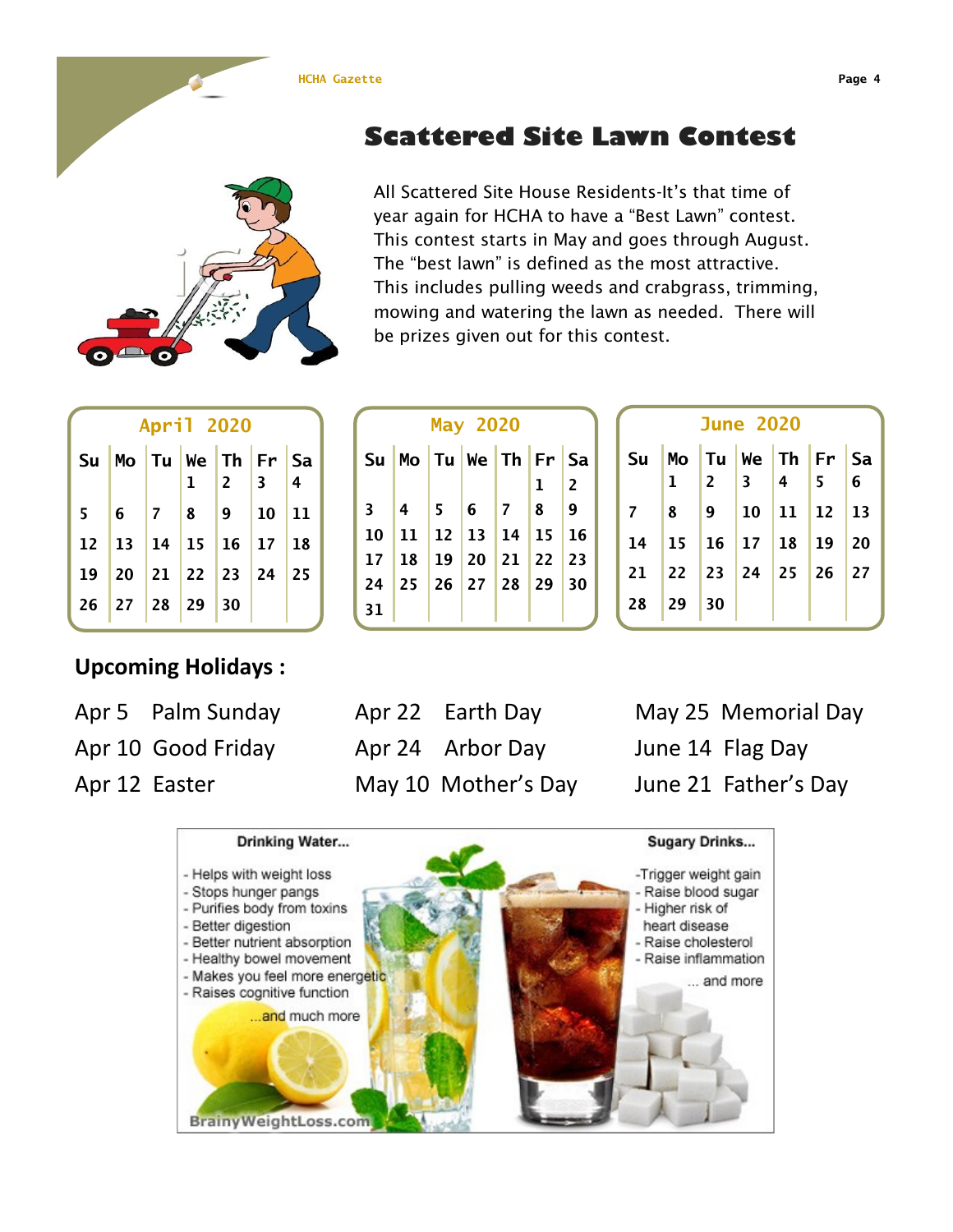# Scattered Site Lawn Contest

All Scattered Site House Residents-It's that time of year again for HCHA to have a "Best Lawn" contest. This contest starts in May and goes through August. The "best lawn" is defined as the most attractive. This includes pulling weeds and crabgrass, trimming, mowing and watering the lawn as needed. There will be prizes given out for this contest.

**April 2020**

| Su | Mo | Tu | We | Th | Fr | Sa |
|---|---|---|---|---|---|---|
| | | | 1 | 2 | 3 | 4 |
| 5 | 6 | 7 | 8 | 9 | 10 | 11 |
| 12 | 13 | 14 | 15 | 16 | 17 | 18 |
| 19 | 20 | 21 | 22 | 23 | 24 | 25 |
| 26 | 27 | 28 | 29 | 30 | | |

**May 2020**

| Su | Mo | Tu | We | Th | Fr | Sa |
|---|---|---|---|---|---|---|
| | | | | | 1 | 2 |
| 3 | 4 | 5 | 6 | 7 | 8 | 9 |
| 10 | 11 | 12 | 13 | 14 | 15 | 16 |
| 17 | 18 | 19 | 20 | 21 | 22 | 23 |
| 24 | 25 | 26 | 27 | 28 | 29 | 30 |
| 31 | | | | | | |

**June 2020**

| Su | Mo | Tu | We | Th | Fr | Sa |
|---|---|---|---|---|---|---|
| | 1 | 2 | 3 | 4 | 5 | 6 |
| 7 | 8 | 9 | 10 | 11 | 12 | 13 |
| 14 | 15 | 16 | 17 | 18 | 19 | 20 |
| 21 | 22 | 23 | 24 | 25 | 26 | 27 |
| 28 | 29 | 30 | | | | |

## Upcoming Holidays :

Apr 5 Palm Sunday
Apr 10 Good Friday
Apr 12 Easter
Apr 22 Earth Day
Apr 24 Arbor Day
May 10 Mother's Day
May 25 Memorial Day
June 14 Flag Day
June 21 Father's Day

**Drinking Water...**

- Helps with weight loss
- Stops hunger pangs
- Purifies body from toxins
- Better digestion
- Better nutrient absorption
- Healthy bowel movement
- Makes you feel more energetic
- Raises cognitive function

...and much more

**Sugary Drinks...**

- Trigger weight gain
- Raise blood sugar
- Higher risk of heart disease
- Raise cholesterol
- Raise inflammation

... and more

BrainyWeightLoss.com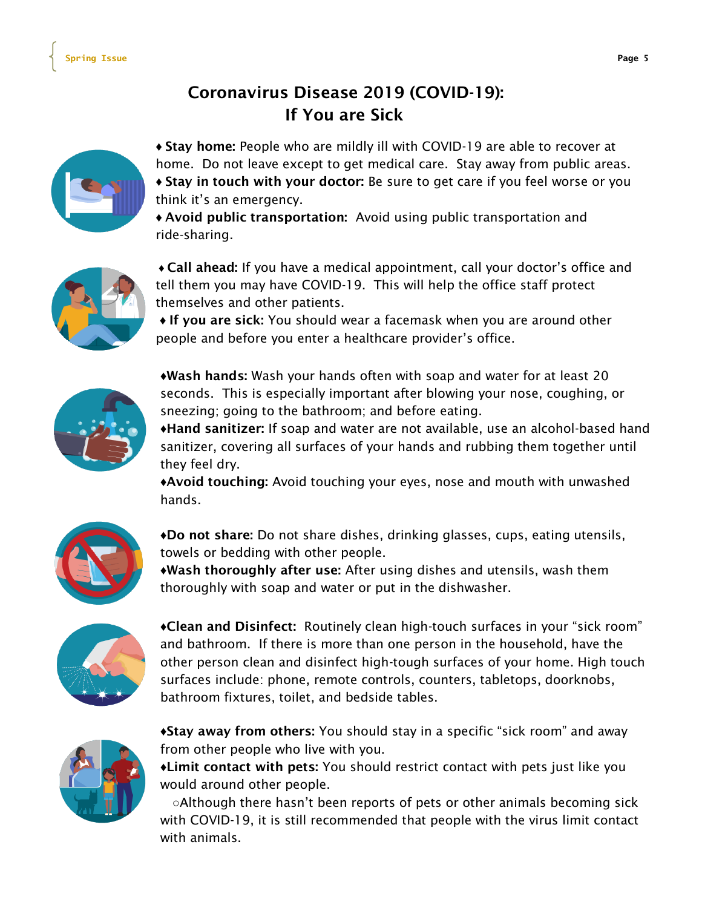# Coronavirus Disease 2019 (COVID-19): If You are Sick

- **Stay home:** People who are mildly ill with COVID-19 are able to recover at home. Do not leave except to get medical care. Stay away from public areas.
- **Stay in touch with your doctor:** Be sure to get care if you feel worse or you think it's an emergency.
- **Avoid public transportation:** Avoid using public transportation and ride-sharing.

- **Call ahead:** If you have a medical appointment, call your doctor's office and tell them you may have COVID-19. This will help the office staff protect themselves and other patients.
- **If you are sick:** You should wear a facemask when you are around other people and before you enter a healthcare provider's office.

- **Wash hands:** Wash your hands often with soap and water for at least 20 seconds. This is especially important after blowing your nose, coughing, or sneezing; going to the bathroom; and before eating.
- **Hand sanitizer:** If soap and water are not available, use an alcohol-based hand sanitizer, covering all surfaces of your hands and rubbing them together until they feel dry.
- **Avoid touching:** Avoid touching your eyes, nose and mouth with unwashed hands.

- **Do not share:** Do not share dishes, drinking glasses, cups, eating utensils, towels or bedding with other people.
- **Wash thoroughly after use:** After using dishes and utensils, wash them thoroughly with soap and water or put in the dishwasher.

- **Clean and Disinfect:** Routinely clean high-touch surfaces in your "sick room" and bathroom. If there is more than one person in the household, have the other person clean and disinfect high-tough surfaces of your home. High touch surfaces include: phone, remote controls, counters, tabletops, doorknobs, bathroom fixtures, toilet, and bedside tables.

- **Stay away from others:** You should stay in a specific "sick room" and away from other people who live with you.
- **Limit contact with pets:** You should restrict contact with pets just like you would around other people.
  - Although there hasn't been reports of pets or other animals becoming sick with COVID-19, it is still recommended that people with the virus limit contact with animals.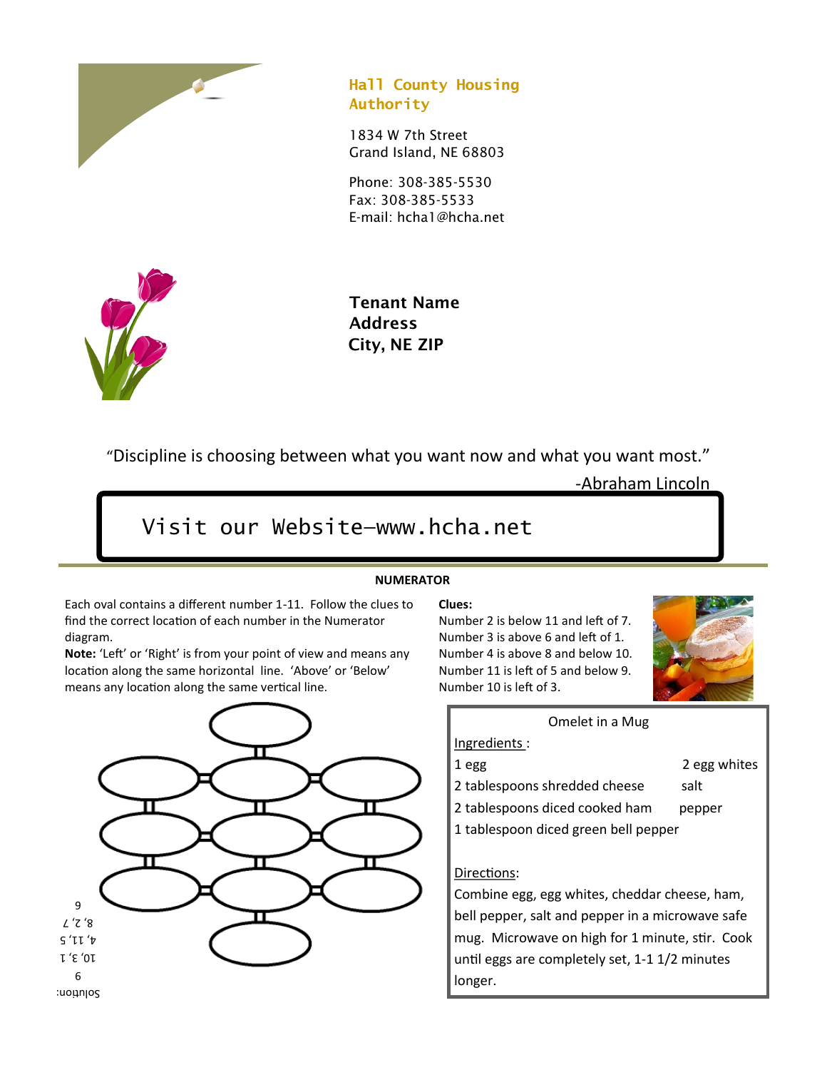**Hall County Housing Authority**

1834 W 7th Street
Grand Island, NE 68803

Phone: 308-385-5530
Fax: 308-385-5533
E-mail: hcha1@hcha.net

**Tenant Name**
**Address**
**City, NE ZIP**

"Discipline is choosing between what you want now and what you want most."

-Abraham Lincoln

Visit our Website—www.hcha.net

## NUMERATOR

Each oval contains a different number 1-11. Follow the clues to find the correct location of each number in the Numerator diagram.

**Note:** 'Left' or 'Right' is from your point of view and means any location along the same horizontal line. 'Above' or 'Below' means any location along the same vertical line.

**Clues:**

Number 2 is below 11 and left of 7.
Number 3 is above 6 and left of 1.
Number 4 is above 8 and below 10.
Number 11 is left of 5 and below 9.
Number 10 is left of 3.

Solution:
9
10, 3, 1
4, 11, 5
8, 2, 7
6

## Omelet in a Mug

Ingredients :

- 1 egg
- 2 egg whites
- 2 tablespoons shredded cheese
- salt
- 2 tablespoons diced cooked ham
- pepper
- 1 tablespoon diced green bell pepper

Directions:

Combine egg, egg whites, cheddar cheese, ham, bell pepper, salt and pepper in a microwave safe mug. Microwave on high for 1 minute, stir. Cook until eggs are completely set, 1-1 1/2 minutes longer.